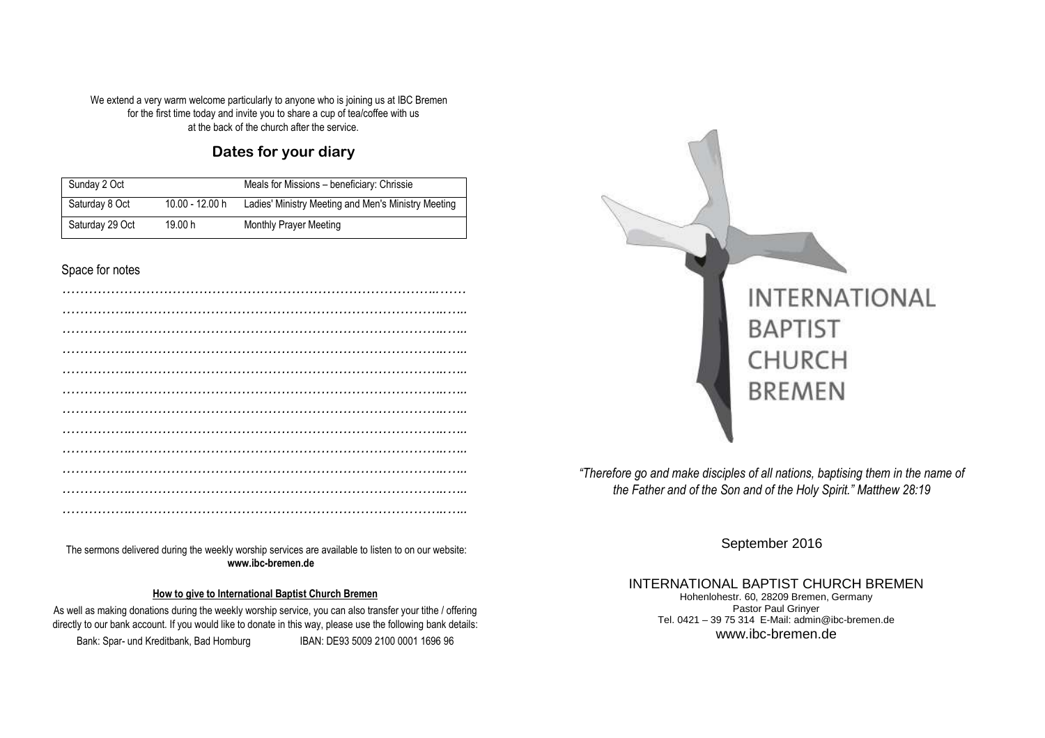We extend a very warm welcome particularly to anyone who is joining us at IBC Bremen for the first time today and invite you to share a cup of tea/coffee with us at the back of the church after the service.

## Dates for your diary

| Sunday 2 Oct | | Meals for Missions – beneficiary: Chrissie |
|---|---|---|
| Saturday 8 Oct | 10.00 - 12.00 h | Ladies' Ministry Meeting and Men's Ministry Meeting |
| Saturday 29 Oct | 19.00 h | Monthly Prayer Meeting |

Space for notes

……………………………………………………………………………………

……………………………………………………………………………………

……………………………………………………………………………………

……………………………………………………………………………………

……………………………………………………………………………………

……………………………………………………………………………………

……………………………………………………………………………………

……………………………………………………………………………………

……………………………………………………………………………………

……………………………………………………………………………………

……………………………………………………………………………………

……………………………………………………………………………………

The sermons delivered during the weekly worship services are available to listen to on our website:
**www.ibc-bremen.de**

**How to give to International Baptist Church Bremen**

As well as making donations during the weekly worship service, you can also transfer your tithe / offering directly to our bank account. If you would like to donate in this way, please use the following bank details:

Bank: Spar- und Kreditbank, Bad Homburg IBAN: DE93 5009 2100 0001 1696 96

# INTERNATIONAL BAPTIST CHURCH BREMEN

*"Therefore go and make disciples of all nations, baptising them in the name of the Father and of the Son and of the Holy Spirit." Matthew 28:19*

September 2016

INTERNATIONAL BAPTIST CHURCH BREMEN
Hohenlohestr. 60, 28209 Bremen, Germany
Pastor Paul Grinyer
Tel. 0421 – 39 75 314 E-Mail: admin@ibc-bremen.de
www.ibc-bremen.de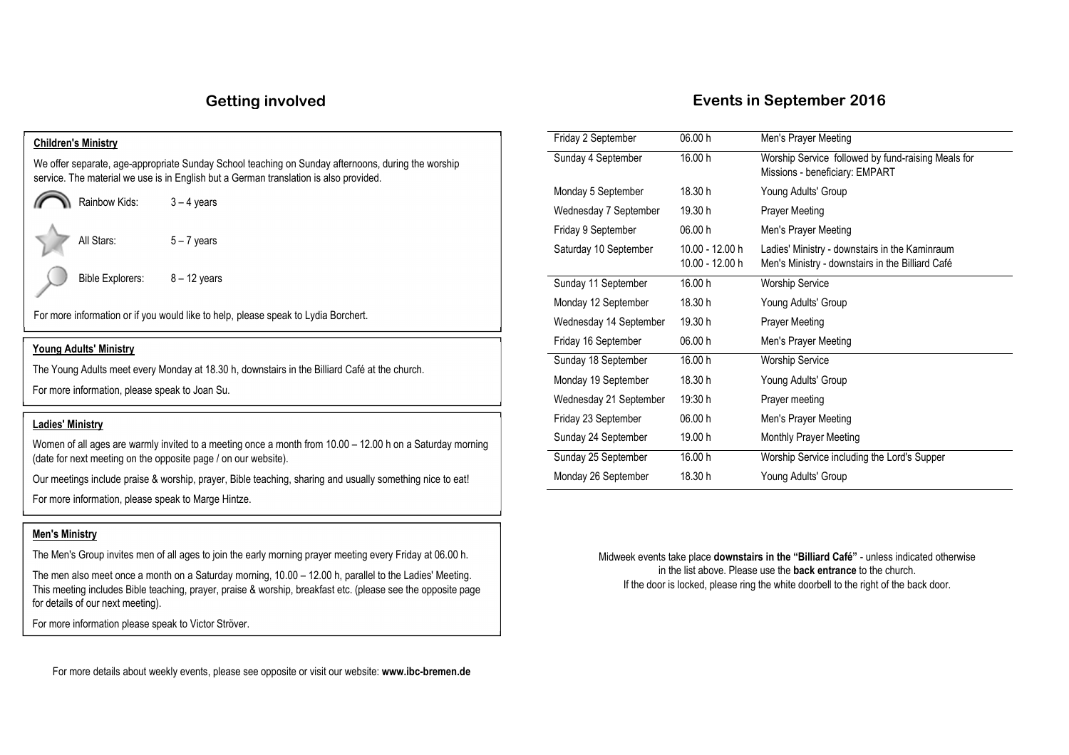## Getting involved

**Children's Ministry**

We offer separate, age-appropriate Sunday School teaching on Sunday afternoons, during the worship service. The material we use is in English but a German translation is also provided.

| | |
|---|---|
| Rainbow Kids: | 3 – 4 years |
| All Stars: | 5 – 7 years |
| Bible Explorers: | 8 – 12 years |

For more information or if you would like to help, please speak to Lydia Borchert.

**Young Adults' Ministry**

The Young Adults meet every Monday at 18.30 h, downstairs in the Billiard Café at the church.

For more information, please speak to Joan Su.

**Ladies' Ministry**

Women of all ages are warmly invited to a meeting once a month from 10.00 – 12.00 h on a Saturday morning (date for next meeting on the opposite page / on our website).

Our meetings include praise & worship, prayer, Bible teaching, sharing and usually something nice to eat!

For more information, please speak to Marge Hintze.

**Men's Ministry**

The Men's Group invites men of all ages to join the early morning prayer meeting every Friday at 06.00 h.

The men also meet once a month on a Saturday morning, 10.00 – 12.00 h, parallel to the Ladies' Meeting. This meeting includes Bible teaching, prayer, praise & worship, breakfast etc. (please see the opposite page for details of our next meeting).

For more information please speak to Victor Ströver.

For more details about weekly events, please see opposite or visit our website: **www.ibc-bremen.de**

## Events in September 2016

| | | |
|---|---|---|
| Friday 2 September | 06.00 h | Men's Prayer Meeting |
| Sunday 4 September | 16.00 h | Worship Service followed by fund-raising Meals for Missions - beneficiary: EMPART |
| Monday 5 September | 18.30 h | Young Adults' Group |
| Wednesday 7 September | 19.30 h | Prayer Meeting |
| Friday 9 September | 06.00 h | Men's Prayer Meeting |
| Saturday 10 September | 10.00 - 12.00 h<br>10.00 - 12.00 h | Ladies' Ministry - downstairs in the Kaminraum<br>Men's Ministry - downstairs in the Billiard Café |
| Sunday 11 September | 16.00 h | Worship Service |
| Monday 12 September | 18.30 h | Young Adults' Group |
| Wednesday 14 September | 19.30 h | Prayer Meeting |
| Friday 16 September | 06.00 h | Men's Prayer Meeting |
| Sunday 18 September | 16.00 h | Worship Service |
| Monday 19 September | 18.30 h | Young Adults' Group |
| Wednesday 21 September | 19:30 h | Prayer meeting |
| Friday 23 September | 06.00 h | Men's Prayer Meeting |
| Sunday 24 September | 19.00 h | Monthly Prayer Meeting |
| Sunday 25 September | 16.00 h | Worship Service including the Lord's Supper |
| Monday 26 September | 18.30 h | Young Adults' Group |

Midweek events take place **downstairs in the "Billiard Café"** - unless indicated otherwise in the list above. Please use the **back entrance** to the church. If the door is locked, please ring the white doorbell to the right of the back door.